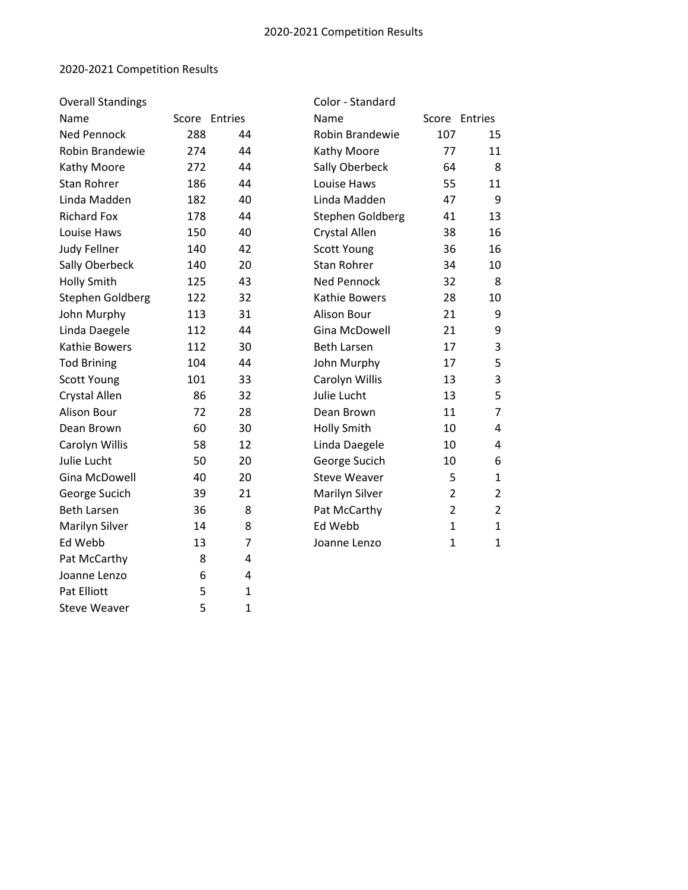# 2020-2021 Competition Results

## Overall Standings

| Name | Score | Entries |
|---|---|---|
| Ned Pennock | 288 | 44 |
| Robin Brandewie | 274 | 44 |
| Kathy Moore | 272 | 44 |
| Stan Rohrer | 186 | 44 |
| Linda Madden | 182 | 40 |
| Richard Fox | 178 | 44 |
| Louise Haws | 150 | 40 |
| Judy Fellner | 140 | 42 |
| Sally Oberbeck | 140 | 20 |
| Holly Smith | 125 | 43 |
| Stephen Goldberg | 122 | 32 |
| John Murphy | 113 | 31 |
| Linda Daegele | 112 | 44 |
| Kathie Bowers | 112 | 30 |
| Tod Brining | 104 | 44 |
| Scott Young | 101 | 33 |
| Crystal Allen | 86 | 32 |
| Alison Bour | 72 | 28 |
| Dean Brown | 60 | 30 |
| Carolyn Willis | 58 | 12 |
| Julie Lucht | 50 | 20 |
| Gina McDowell | 40 | 20 |
| George Sucich | 39 | 21 |
| Beth Larsen | 36 | 8 |
| Marilyn Silver | 14 | 8 |
| Ed Webb | 13 | 7 |
| Pat McCarthy | 8 | 4 |
| Joanne Lenzo | 6 | 4 |
| Pat Elliott | 5 | 1 |
| Steve Weaver | 5 | 1 |

## Color - Standard

| Name | Score | Entries |
|---|---|---|
| Robin Brandewie | 107 | 15 |
| Kathy Moore | 77 | 11 |
| Sally Oberbeck | 64 | 8 |
| Louise Haws | 55 | 11 |
| Linda Madden | 47 | 9 |
| Stephen Goldberg | 41 | 13 |
| Crystal Allen | 38 | 16 |
| Scott Young | 36 | 16 |
| Stan Rohrer | 34 | 10 |
| Ned Pennock | 32 | 8 |
| Kathie Bowers | 28 | 10 |
| Alison Bour | 21 | 9 |
| Gina McDowell | 21 | 9 |
| Beth Larsen | 17 | 3 |
| John Murphy | 17 | 5 |
| Carolyn Willis | 13 | 3 |
| Julie Lucht | 13 | 5 |
| Dean Brown | 11 | 7 |
| Holly Smith | 10 | 4 |
| Linda Daegele | 10 | 4 |
| George Sucich | 10 | 6 |
| Steve Weaver | 5 | 1 |
| Marilyn Silver | 2 | 2 |
| Pat McCarthy | 2 | 2 |
| Ed Webb | 1 | 1 |
| Joanne Lenzo | 1 | 1 |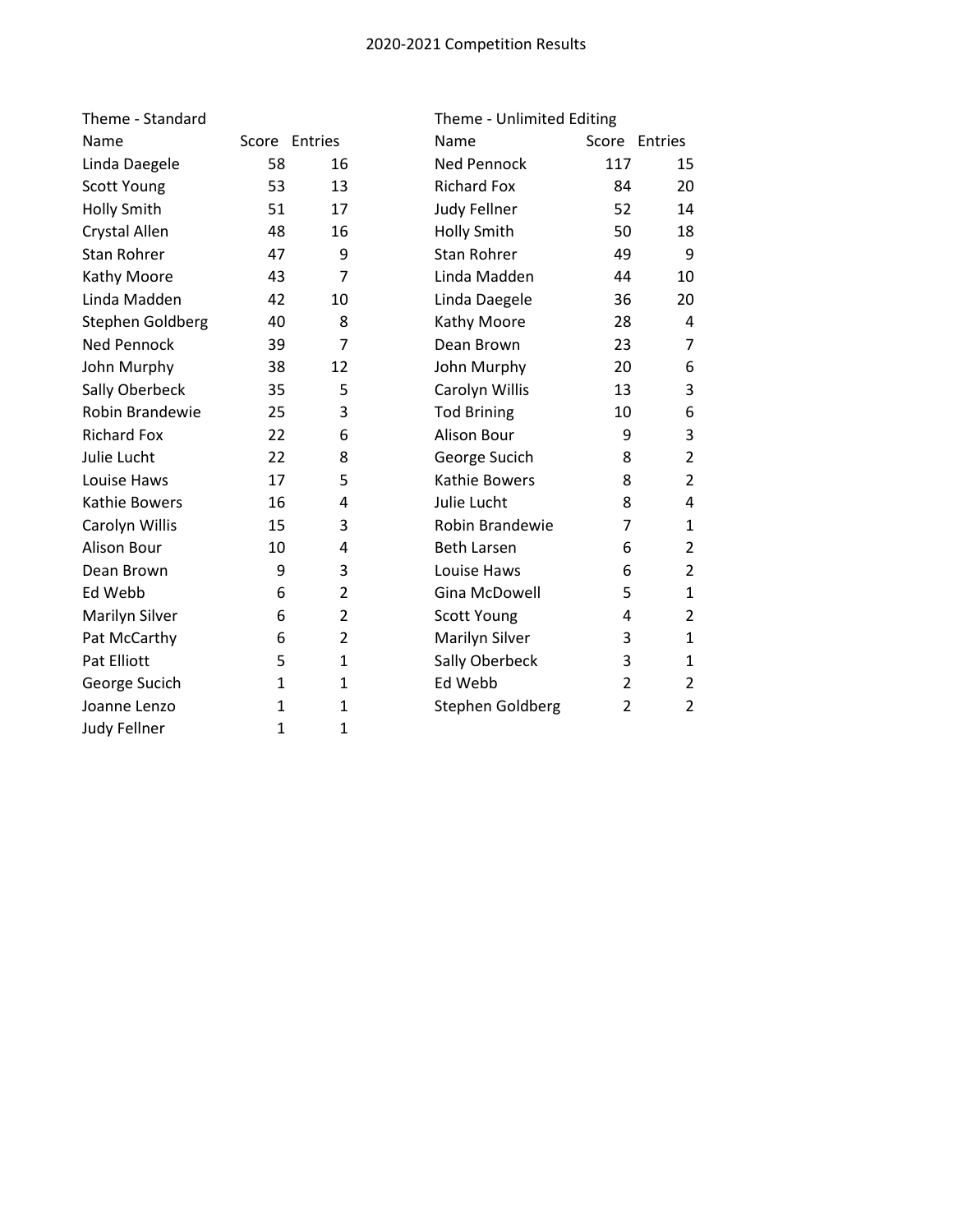# 2020-2021 Competition Results

### Theme - Standard

| Name | Score | Entries |
|---|---|---|
| Linda Daegele | 58 | 16 |
| Scott Young | 53 | 13 |
| Holly Smith | 51 | 17 |
| Crystal Allen | 48 | 16 |
| Stan Rohrer | 47 | 9 |
| Kathy Moore | 43 | 7 |
| Linda Madden | 42 | 10 |
| Stephen Goldberg | 40 | 8 |
| Ned Pennock | 39 | 7 |
| John Murphy | 38 | 12 |
| Sally Oberbeck | 35 | 5 |
| Robin Brandewie | 25 | 3 |
| Richard Fox | 22 | 6 |
| Julie Lucht | 22 | 8 |
| Louise Haws | 17 | 5 |
| Kathie Bowers | 16 | 4 |
| Carolyn Willis | 15 | 3 |
| Alison Bour | 10 | 4 |
| Dean Brown | 9 | 3 |
| Ed Webb | 6 | 2 |
| Marilyn Silver | 6 | 2 |
| Pat McCarthy | 6 | 2 |
| Pat Elliott | 5 | 1 |
| George Sucich | 1 | 1 |
| Joanne Lenzo | 1 | 1 |
| Judy Fellner | 1 | 1 |

### Theme - Unlimited Editing

| Name | Score | Entries |
|---|---|---|
| Ned Pennock | 117 | 15 |
| Richard Fox | 84 | 20 |
| Judy Fellner | 52 | 14 |
| Holly Smith | 50 | 18 |
| Stan Rohrer | 49 | 9 |
| Linda Madden | 44 | 10 |
| Linda Daegele | 36 | 20 |
| Kathy Moore | 28 | 4 |
| Dean Brown | 23 | 7 |
| John Murphy | 20 | 6 |
| Carolyn Willis | 13 | 3 |
| Tod Brining | 10 | 6 |
| Alison Bour | 9 | 3 |
| George Sucich | 8 | 2 |
| Kathie Bowers | 8 | 2 |
| Julie Lucht | 8 | 4 |
| Robin Brandewie | 7 | 1 |
| Beth Larsen | 6 | 2 |
| Louise Haws | 6 | 2 |
| Gina McDowell | 5 | 1 |
| Scott Young | 4 | 2 |
| Marilyn Silver | 3 | 1 |
| Sally Oberbeck | 3 | 1 |
| Ed Webb | 2 | 2 |
| Stephen Goldberg | 2 | 2 |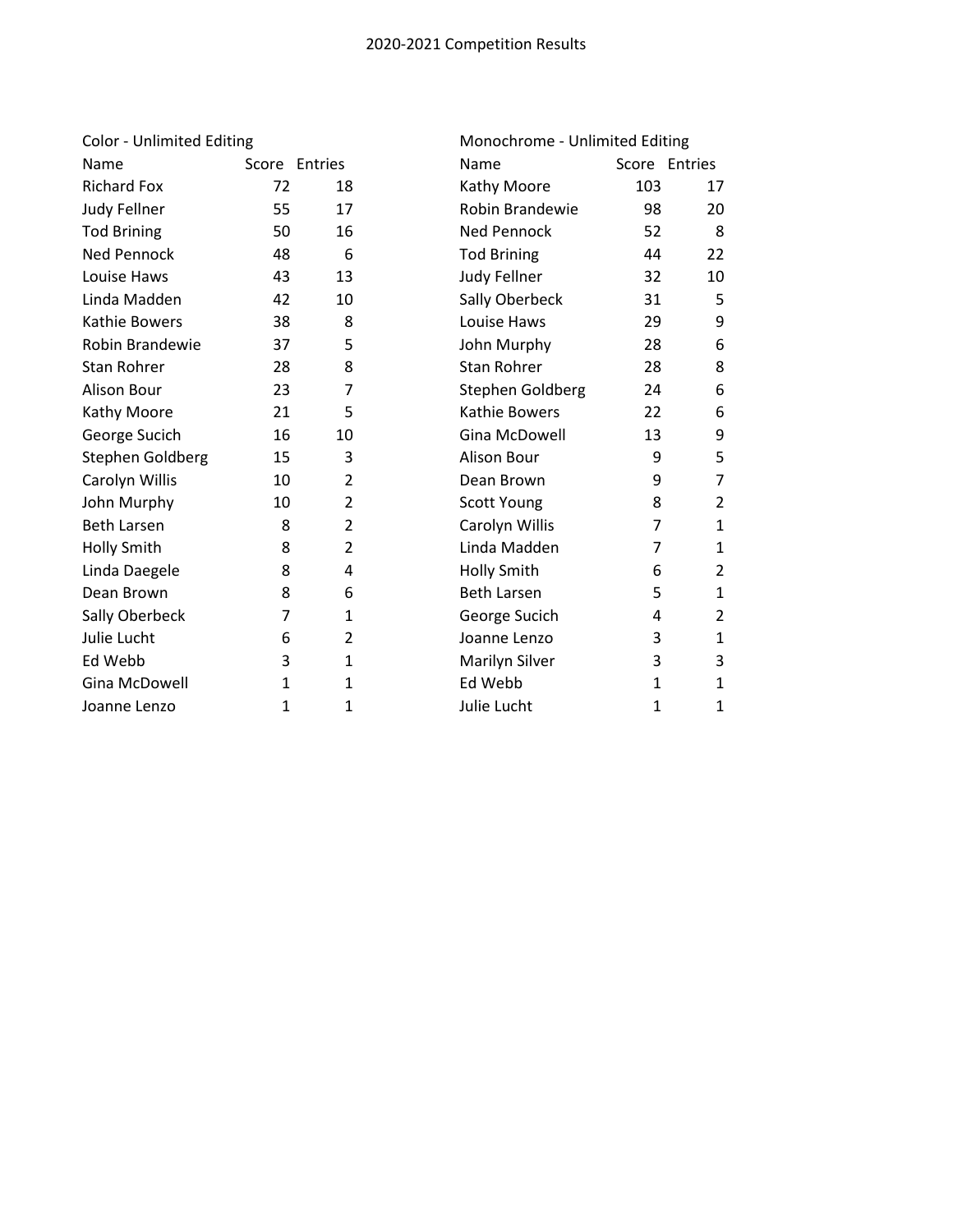2020-2021 Competition Results

## Color - Unlimited Editing

| Name | Score | Entries |
| --- | --- | --- |
| Richard Fox | 72 | 18 |
| Judy Fellner | 55 | 17 |
| Tod Brining | 50 | 16 |
| Ned Pennock | 48 | 6 |
| Louise Haws | 43 | 13 |
| Linda Madden | 42 | 10 |
| Kathie Bowers | 38 | 8 |
| Robin Brandewie | 37 | 5 |
| Stan Rohrer | 28 | 8 |
| Alison Bour | 23 | 7 |
| Kathy Moore | 21 | 5 |
| George Sucich | 16 | 10 |
| Stephen Goldberg | 15 | 3 |
| Carolyn Willis | 10 | 2 |
| John Murphy | 10 | 2 |
| Beth Larsen | 8 | 2 |
| Holly Smith | 8 | 2 |
| Linda Daegele | 8 | 4 |
| Dean Brown | 8 | 6 |
| Sally Oberbeck | 7 | 1 |
| Julie Lucht | 6 | 2 |
| Ed Webb | 3 | 1 |
| Gina McDowell | 1 | 1 |
| Joanne Lenzo | 1 | 1 |

## Monochrome - Unlimited Editing

| Name | Score | Entries |
| --- | --- | --- |
| Kathy Moore | 103 | 17 |
| Robin Brandewie | 98 | 20 |
| Ned Pennock | 52 | 8 |
| Tod Brining | 44 | 22 |
| Judy Fellner | 32 | 10 |
| Sally Oberbeck | 31 | 5 |
| Louise Haws | 29 | 9 |
| John Murphy | 28 | 6 |
| Stan Rohrer | 28 | 8 |
| Stephen Goldberg | 24 | 6 |
| Kathie Bowers | 22 | 6 |
| Gina McDowell | 13 | 9 |
| Alison Bour | 9 | 5 |
| Dean Brown | 9 | 7 |
| Scott Young | 8 | 2 |
| Carolyn Willis | 7 | 1 |
| Linda Madden | 7 | 1 |
| Holly Smith | 6 | 2 |
| Beth Larsen | 5 | 1 |
| George Sucich | 4 | 2 |
| Joanne Lenzo | 3 | 1 |
| Marilyn Silver | 3 | 3 |
| Ed Webb | 1 | 1 |
| Julie Lucht | 1 | 1 |